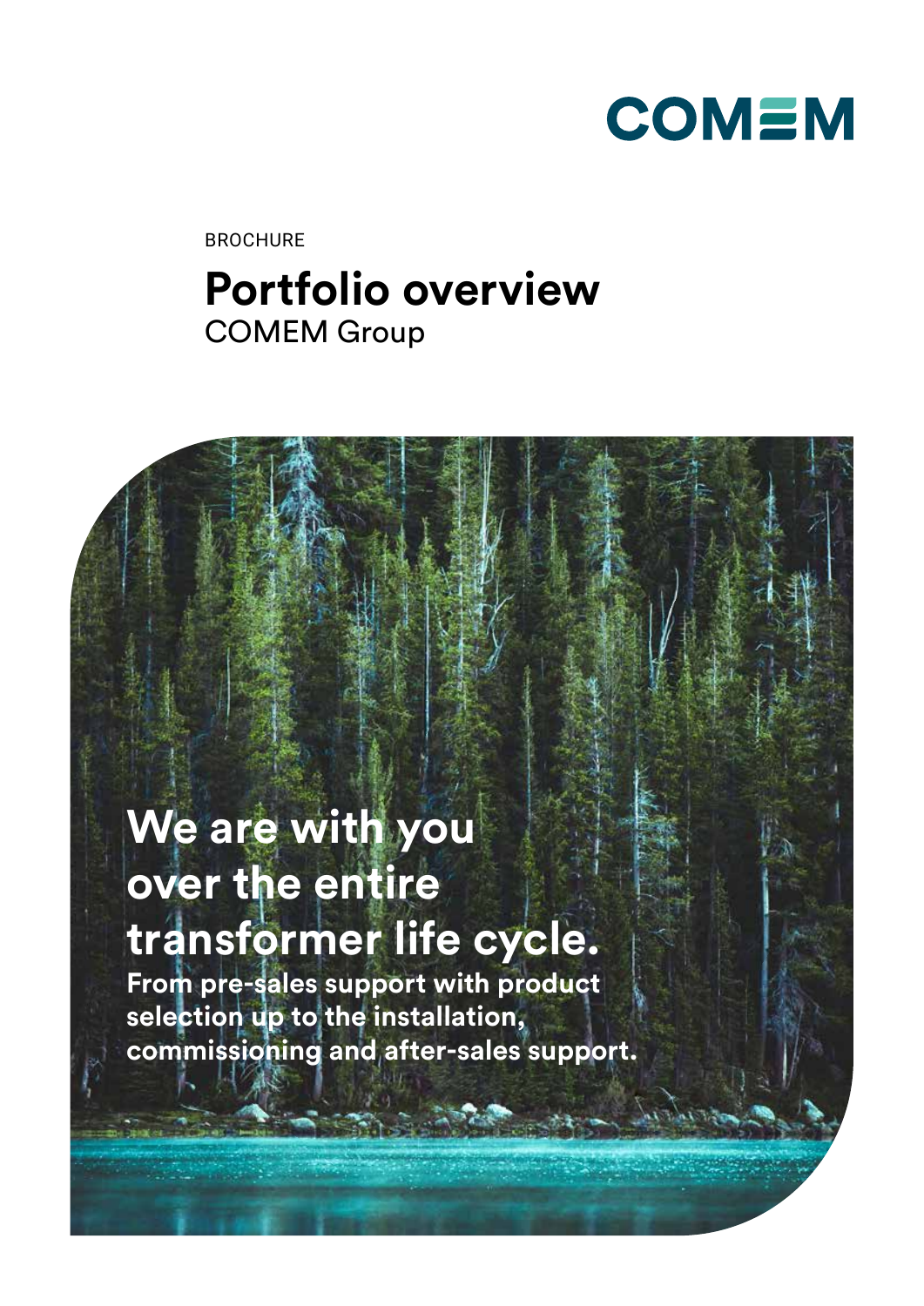COMEM

BROCHURE

# Portfolio overview

COMEM Group

## We are with you over the entire transformer life cycle.

**From pre-sales support with product selection up to the installation, commissioning and after-sales support.**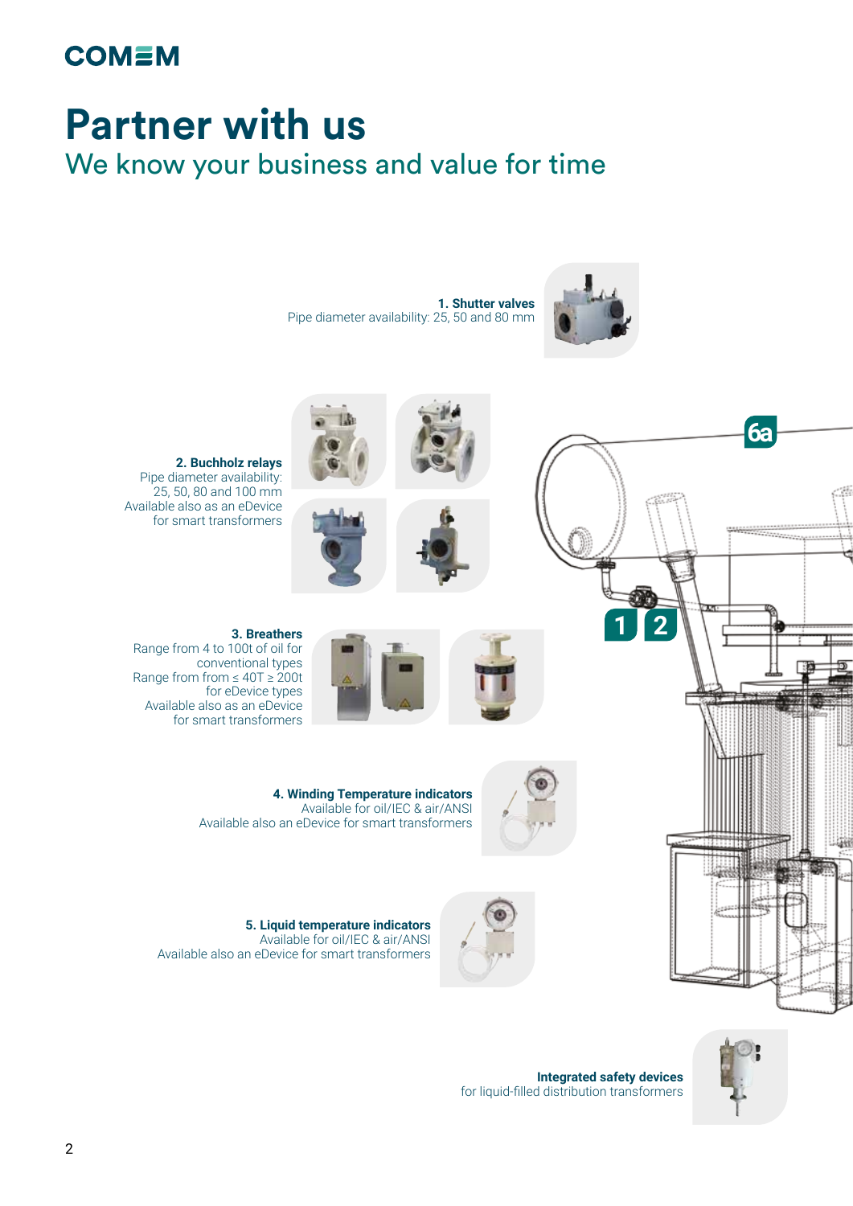# Partner with us

## We know your business and value for time

**1. Shutter valves**
Pipe diameter availability: 25, 50 and 80 mm

**2. Buchholz relays**
Pipe diameter availability: 25, 50, 80 and 100 mm
Available also as an eDevice for smart transformers

**3. Breathers**
Range from 4 to 100t of oil for conventional types
Range from from ≤ 40T ≥ 200t for eDevice types
Available also as an eDevice for smart transformers

**4. Winding Temperature indicators**
Available for oil/IEC & air/ANSI
Available also an eDevice for smart transformers

**5. Liquid temperature indicators**
Available for oil/IEC & air/ANSI
Available also an eDevice for smart transformers

**Integrated safety devices**
for liquid-filled distribution transformers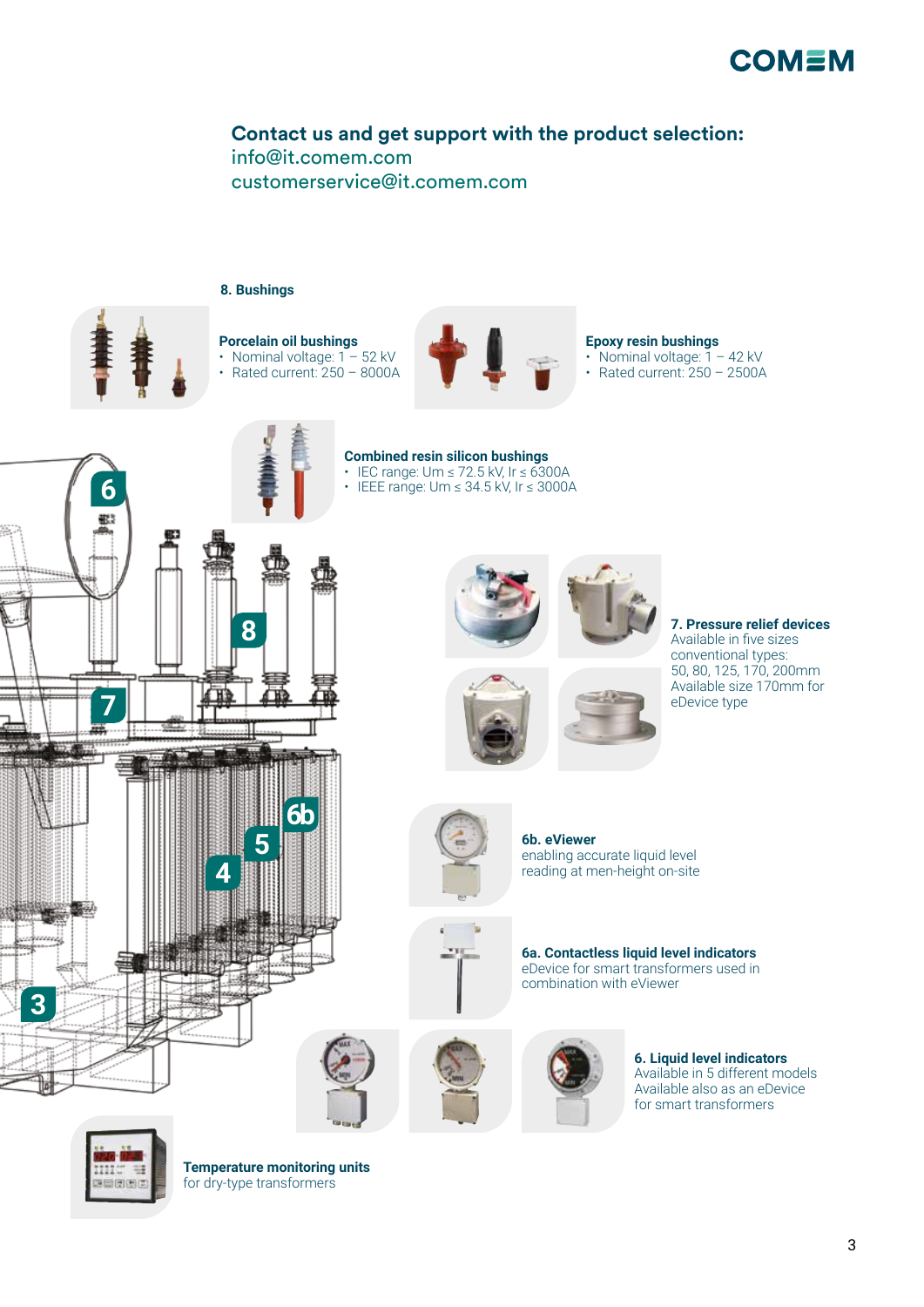**Contact us and get support with the product selection:**
info@it.comem.com
customerservice@it.comem.com

### 8. Bushings

**Porcelain oil bushings**
- Nominal voltage: 1 – 52 kV
- Rated current: 250 – 8000A

**Epoxy resin bushings**
- Nominal voltage: 1 – 42 kV
- Rated current: 250 – 2500A

**Combined resin silicon bushings**
- IEC range: Um ≤ 72.5 kV, Ir ≤ 6300A
- IEEE range: Um ≤ 34.5 kV, Ir ≤ 3000A

### 7. Pressure relief devices

Available in five sizes conventional types: 50, 80, 125, 170, 200mm
Available size 170mm for eDevice type

### 6b. eViewer

enabling accurate liquid level reading at men-height on-site

### 6a. Contactless liquid level indicators

eDevice for smart transformers used in combination with eViewer

### 6. Liquid level indicators

Available in 5 different models
Available also as an eDevice for smart transformers

**Temperature monitoring units**
for dry-type transformers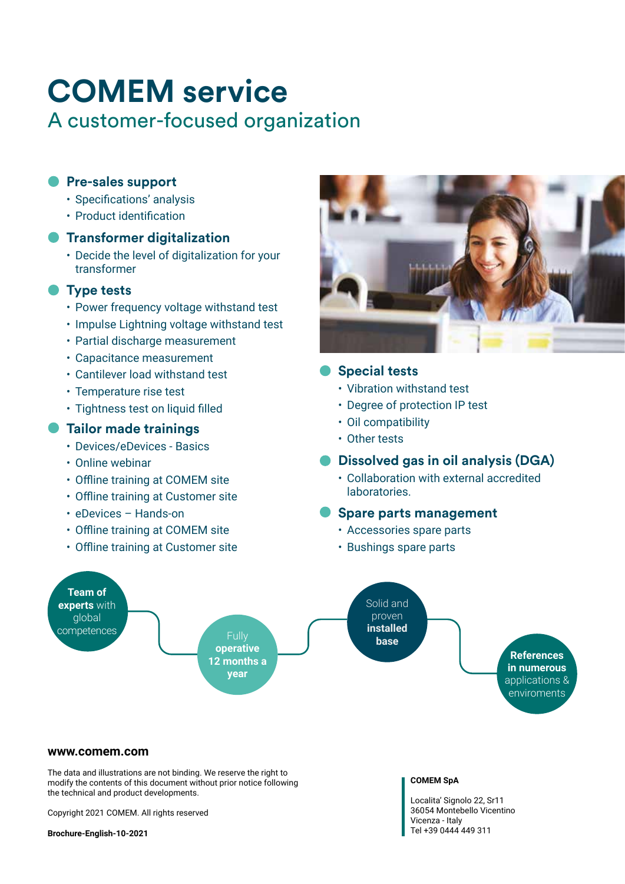# COMEM service

## A customer-focused organization

### Pre-sales support

- Specifications' analysis
- Product identification

### Transformer digitalization

- Decide the level of digitalization for your transformer

### Type tests

- Power frequency voltage withstand test
- Impulse Lightning voltage withstand test
- Partial discharge measurement
- Capacitance measurement
- Cantilever load withstand test
- Temperature rise test
- Tightness test on liquid filled

### Tailor made trainings

- Devices/eDevices - Basics
- Online webinar
- Offline training at COMEM site
- Offline training at Customer site
- eDevices – Hands-on
- Offline training at COMEM site
- Offline training at Customer site

### Special tests

- Vibration withstand test
- Degree of protection IP test
- Oil compatibility
- Other tests

### Dissolved gas in oil analysis (DGA)

- Collaboration with external accredited laboratories.

### Spare parts management

- Accessories spare parts
- Bushings spare parts

**Team of experts** with global competences

Fully **operative 12 months a year**

Solid and proven **installed base**

**References in numerous** applications & enviroments

**www.comem.com**

The data and illustrations are not binding. We reserve the right to modify the contents of this document without prior notice following the technical and product developments.

Copyright 2021 COMEM. All rights reserved

**Brochure-English-10-2021**

**COMEM SpA**

Localita' Signolo 22, Sr11
36054 Montebello Vicentino
Vicenza - Italy
Tel +39 0444 449 311